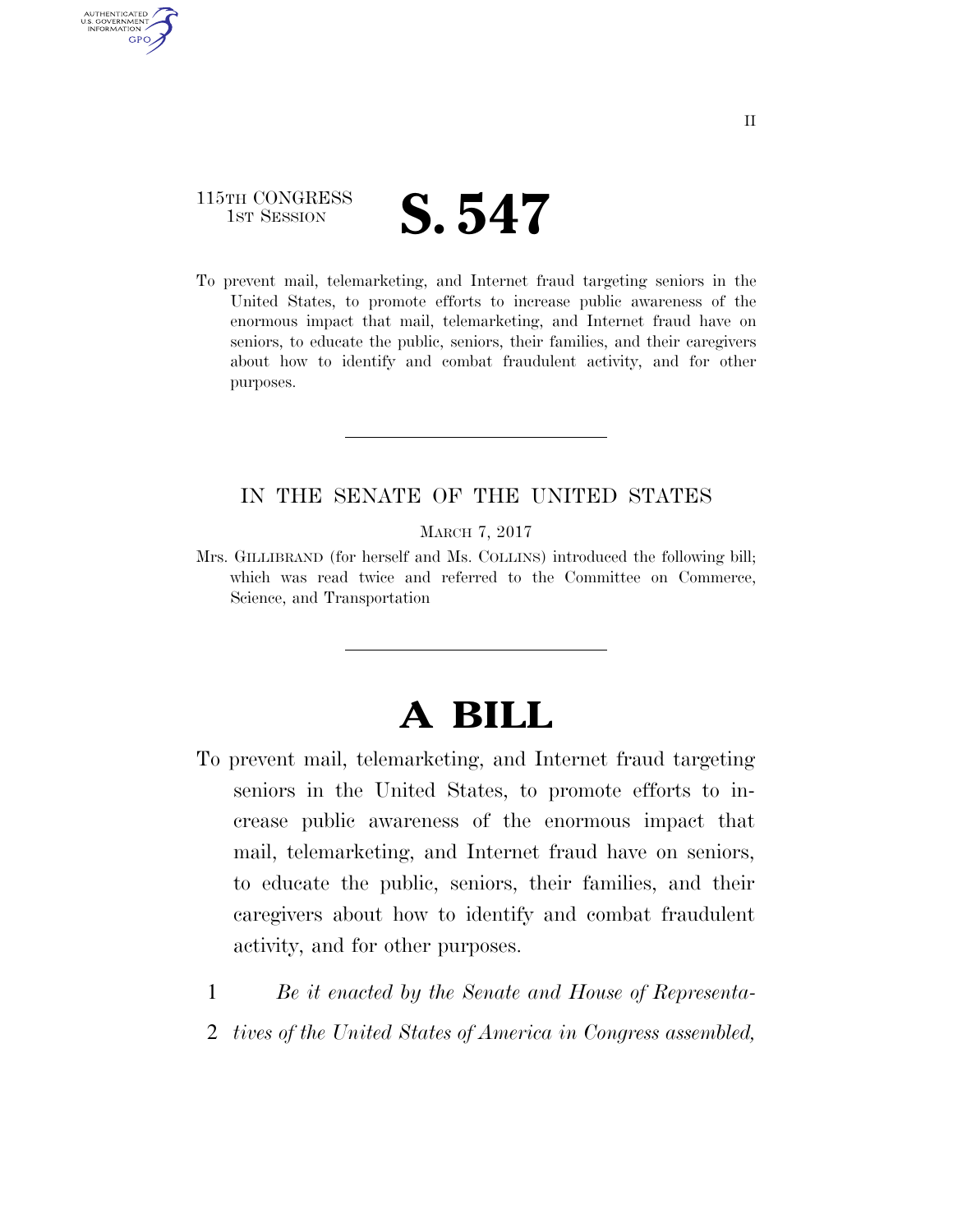115TH CONGRESS
1ST SESSION

# S. 547

To prevent mail, telemarketing, and Internet fraud targeting seniors in the United States, to promote efforts to increase public awareness of the enormous impact that mail, telemarketing, and Internet fraud have on seniors, to educate the public, seniors, their families, and their caregivers about how to identify and combat fraudulent activity, and for other purposes.

---

IN THE SENATE OF THE UNITED STATES

MARCH 7, 2017

Mrs. GILLIBRAND (for herself and Ms. COLLINS) introduced the following bill; which was read twice and referred to the Committee on Commerce, Science, and Transportation

---

# A BILL

To prevent mail, telemarketing, and Internet fraud targeting seniors in the United States, to promote efforts to increase public awareness of the enormous impact that mail, telemarketing, and Internet fraud have on seniors, to educate the public, seniors, their families, and their caregivers about how to identify and combat fraudulent activity, and for other purposes.

1 *Be it enacted by the Senate and House of Representa-*
2 *tives of the United States of America in Congress assembled,*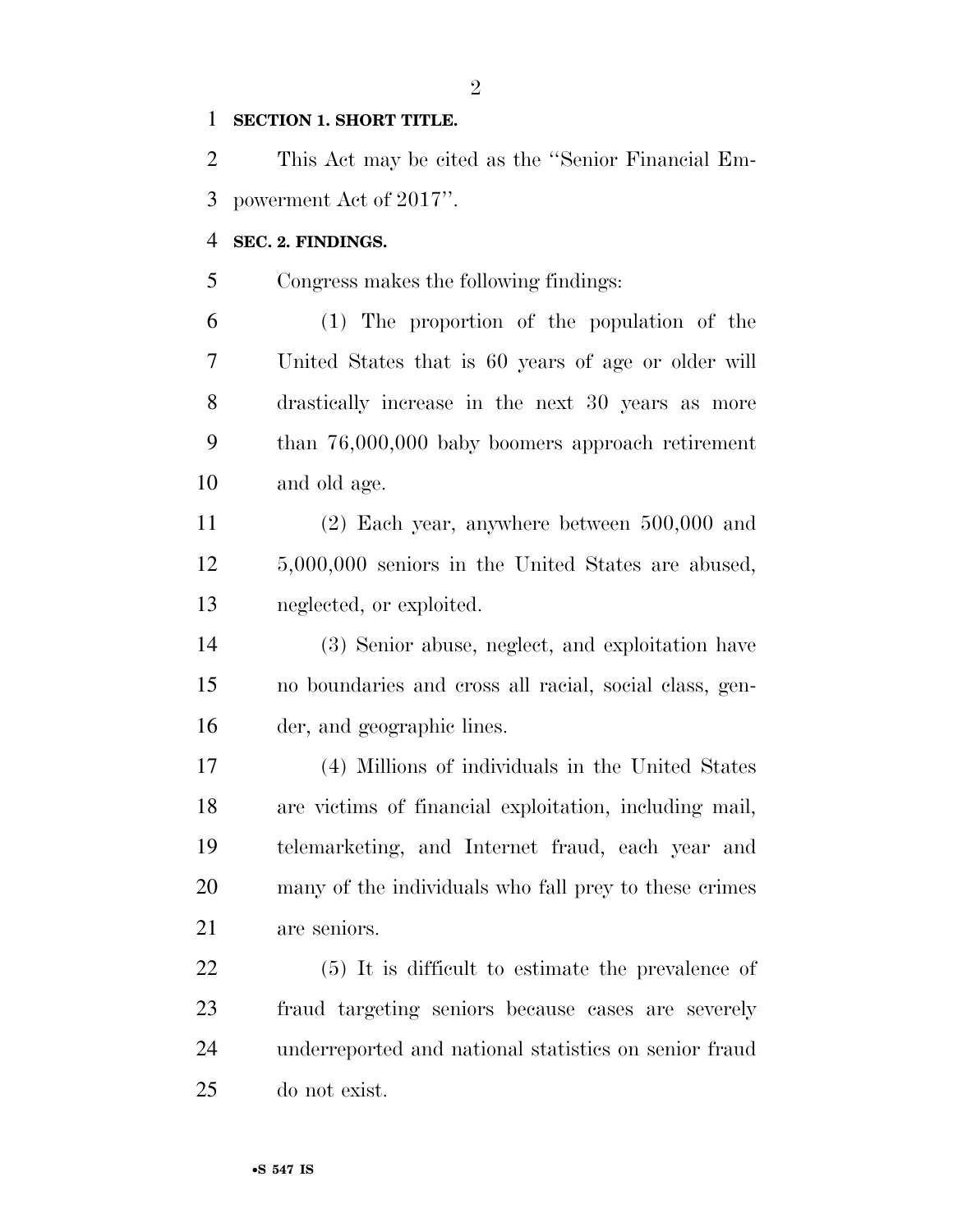**SECTION 1. SHORT TITLE.**

This Act may be cited as the ''Senior Financial Empowerment Act of 2017''.

**SEC. 2. FINDINGS.**

Congress makes the following findings:

(1) The proportion of the population of the United States that is 60 years of age or older will drastically increase in the next 30 years as more than 76,000,000 baby boomers approach retirement and old age.

(2) Each year, anywhere between 500,000 and 5,000,000 seniors in the United States are abused, neglected, or exploited.

(3) Senior abuse, neglect, and exploitation have no boundaries and cross all racial, social class, gender, and geographic lines.

(4) Millions of individuals in the United States are victims of financial exploitation, including mail, telemarketing, and Internet fraud, each year and many of the individuals who fall prey to these crimes are seniors.

(5) It is difficult to estimate the prevalence of fraud targeting seniors because cases are severely underreported and national statistics on senior fraud do not exist.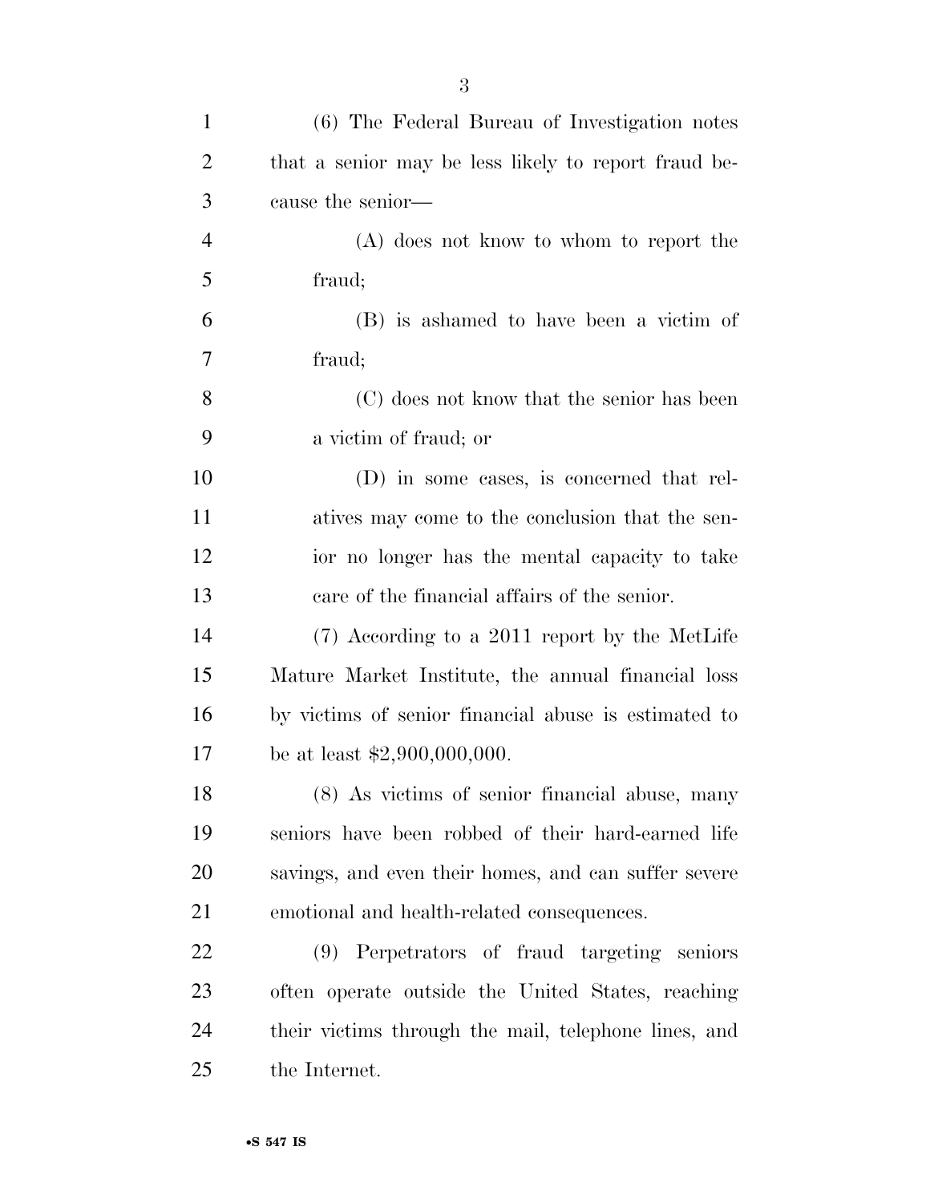(6) The Federal Bureau of Investigation notes that a senior may be less likely to report fraud because the senior—

(A) does not know to whom to report the fraud;

(B) is ashamed to have been a victim of fraud;

(C) does not know that the senior has been a victim of fraud; or

(D) in some cases, is concerned that relatives may come to the conclusion that the senior no longer has the mental capacity to take care of the financial affairs of the senior.

(7) According to a 2011 report by the MetLife Mature Market Institute, the annual financial loss by victims of senior financial abuse is estimated to be at least $2,900,000,000.

(8) As victims of senior financial abuse, many seniors have been robbed of their hard-earned life savings, and even their homes, and can suffer severe emotional and health-related consequences.

(9) Perpetrators of fraud targeting seniors often operate outside the United States, reaching their victims through the mail, telephone lines, and the Internet.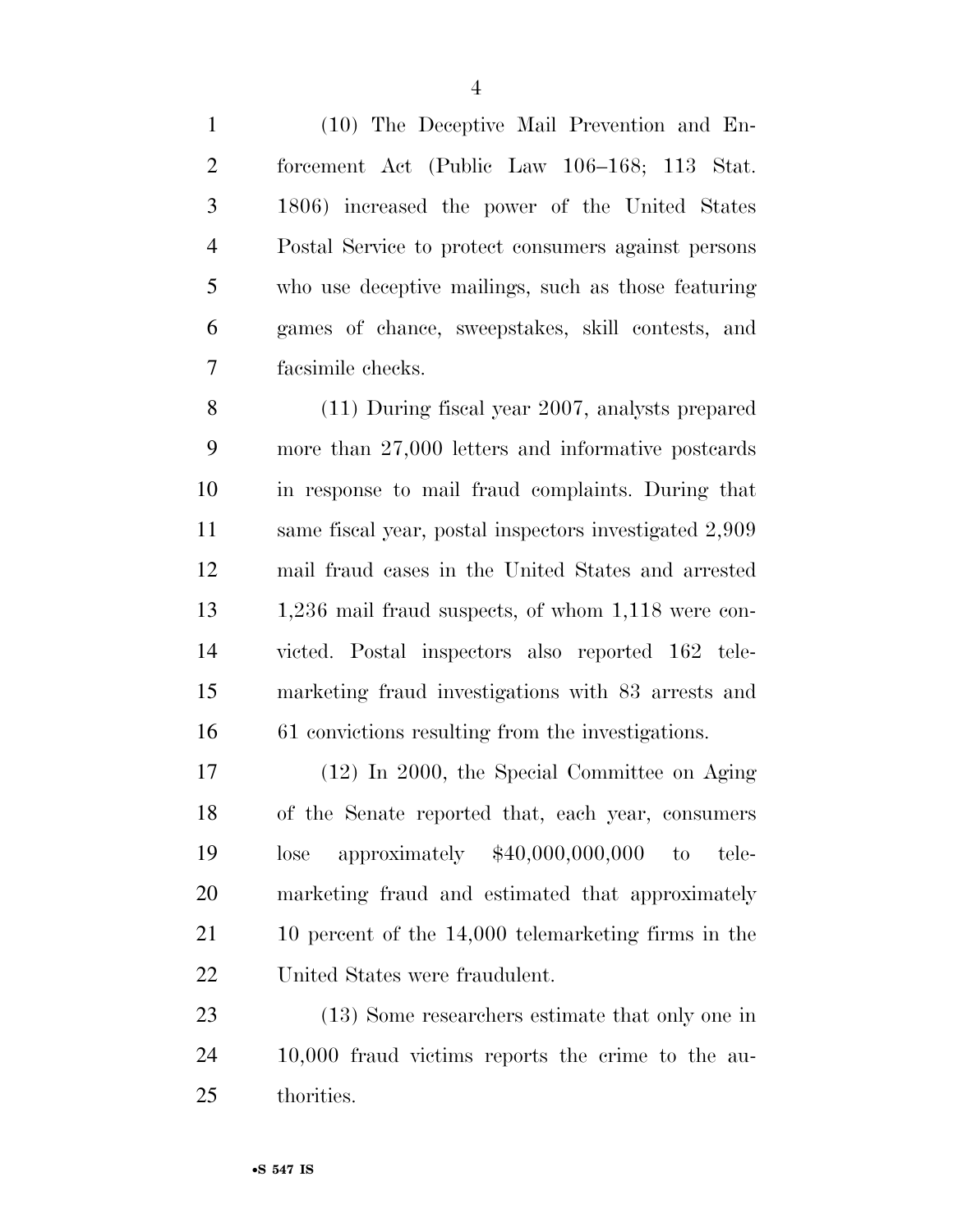(10) The Deceptive Mail Prevention and Enforcement Act (Public Law 106–168; 113 Stat. 1806) increased the power of the United States Postal Service to protect consumers against persons who use deceptive mailings, such as those featuring games of chance, sweepstakes, skill contests, and facsimile checks.

(11) During fiscal year 2007, analysts prepared more than 27,000 letters and informative postcards in response to mail fraud complaints. During that same fiscal year, postal inspectors investigated 2,909 mail fraud cases in the United States and arrested 1,236 mail fraud suspects, of whom 1,118 were convicted. Postal inspectors also reported 162 telemarketing fraud investigations with 83 arrests and 61 convictions resulting from the investigations.

(12) In 2000, the Special Committee on Aging of the Senate reported that, each year, consumers lose approximately $40,000,000,000 to telemarketing fraud and estimated that approximately 10 percent of the 14,000 telemarketing firms in the United States were fraudulent.

(13) Some researchers estimate that only one in 10,000 fraud victims reports the crime to the authorities.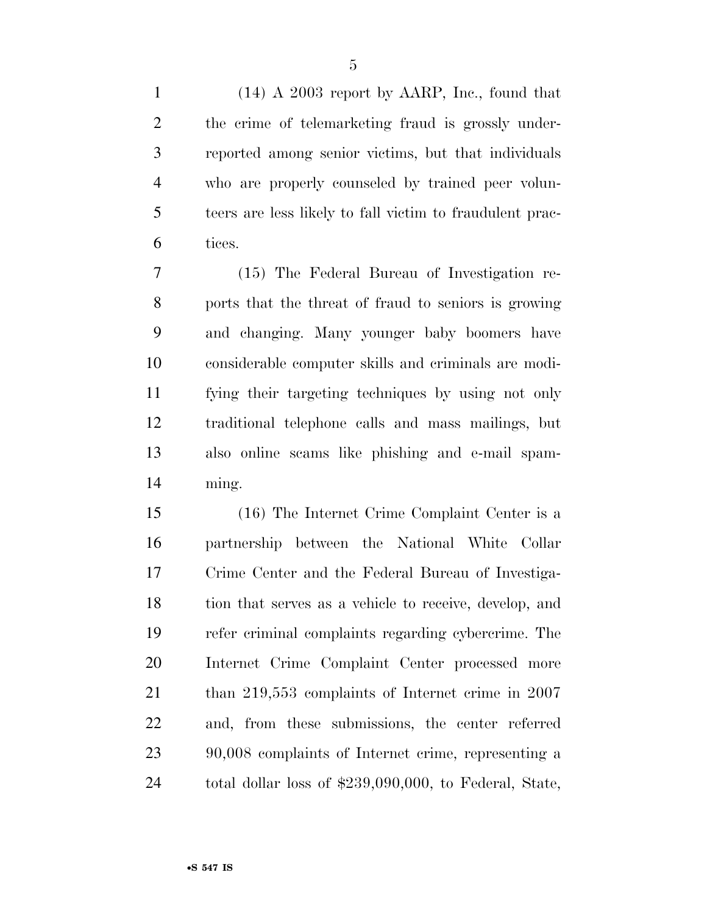(14) A 2003 report by AARP, Inc., found that the crime of telemarketing fraud is grossly underreported among senior victims, but that individuals who are properly counseled by trained peer volunteers are less likely to fall victim to fraudulent practices.

(15) The Federal Bureau of Investigation reports that the threat of fraud to seniors is growing and changing. Many younger baby boomers have considerable computer skills and criminals are modifying their targeting techniques by using not only traditional telephone calls and mass mailings, but also online scams like phishing and e-mail spamming.

(16) The Internet Crime Complaint Center is a partnership between the National White Collar Crime Center and the Federal Bureau of Investigation that serves as a vehicle to receive, develop, and refer criminal complaints regarding cybercrime. The Internet Crime Complaint Center processed more than 219,553 complaints of Internet crime in 2007 and, from these submissions, the center referred 90,008 complaints of Internet crime, representing a total dollar loss of $239,090,000, to Federal, State,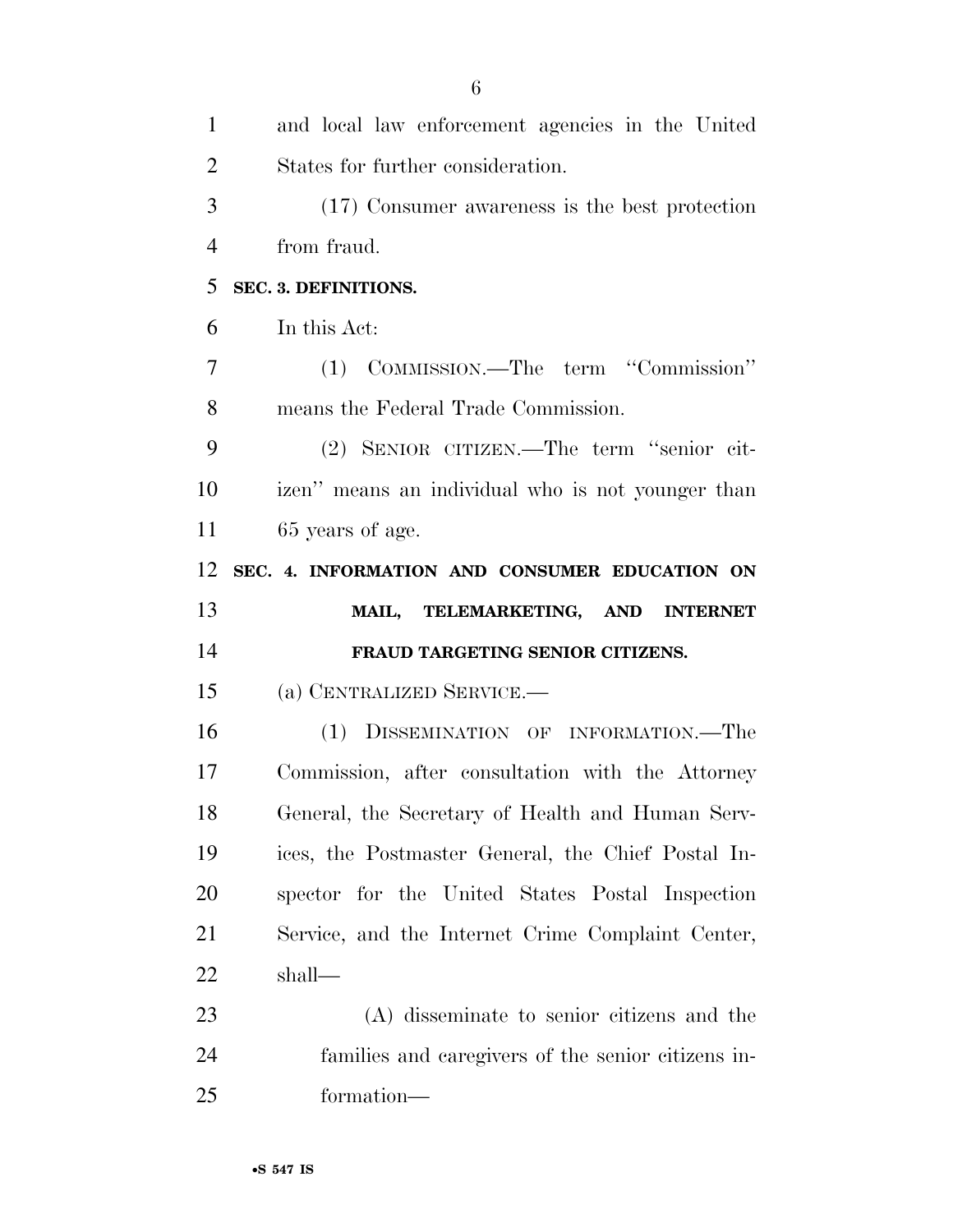and local law enforcement agencies in the United States for further consideration.

(17) Consumer awareness is the best protection from fraud.

**SEC. 3. DEFINITIONS.**

In this Act:

(1) COMMISSION.—The term "Commission" means the Federal Trade Commission.

(2) SENIOR CITIZEN.—The term "senior citizen" means an individual who is not younger than 65 years of age.

**SEC. 4. INFORMATION AND CONSUMER EDUCATION ON MAIL, TELEMARKETING, AND INTERNET FRAUD TARGETING SENIOR CITIZENS.**

(a) CENTRALIZED SERVICE.—

(1) DISSEMINATION OF INFORMATION.—The Commission, after consultation with the Attorney General, the Secretary of Health and Human Services, the Postmaster General, the Chief Postal Inspector for the United States Postal Inspection Service, and the Internet Crime Complaint Center, shall—

(A) disseminate to senior citizens and the families and caregivers of the senior citizens information—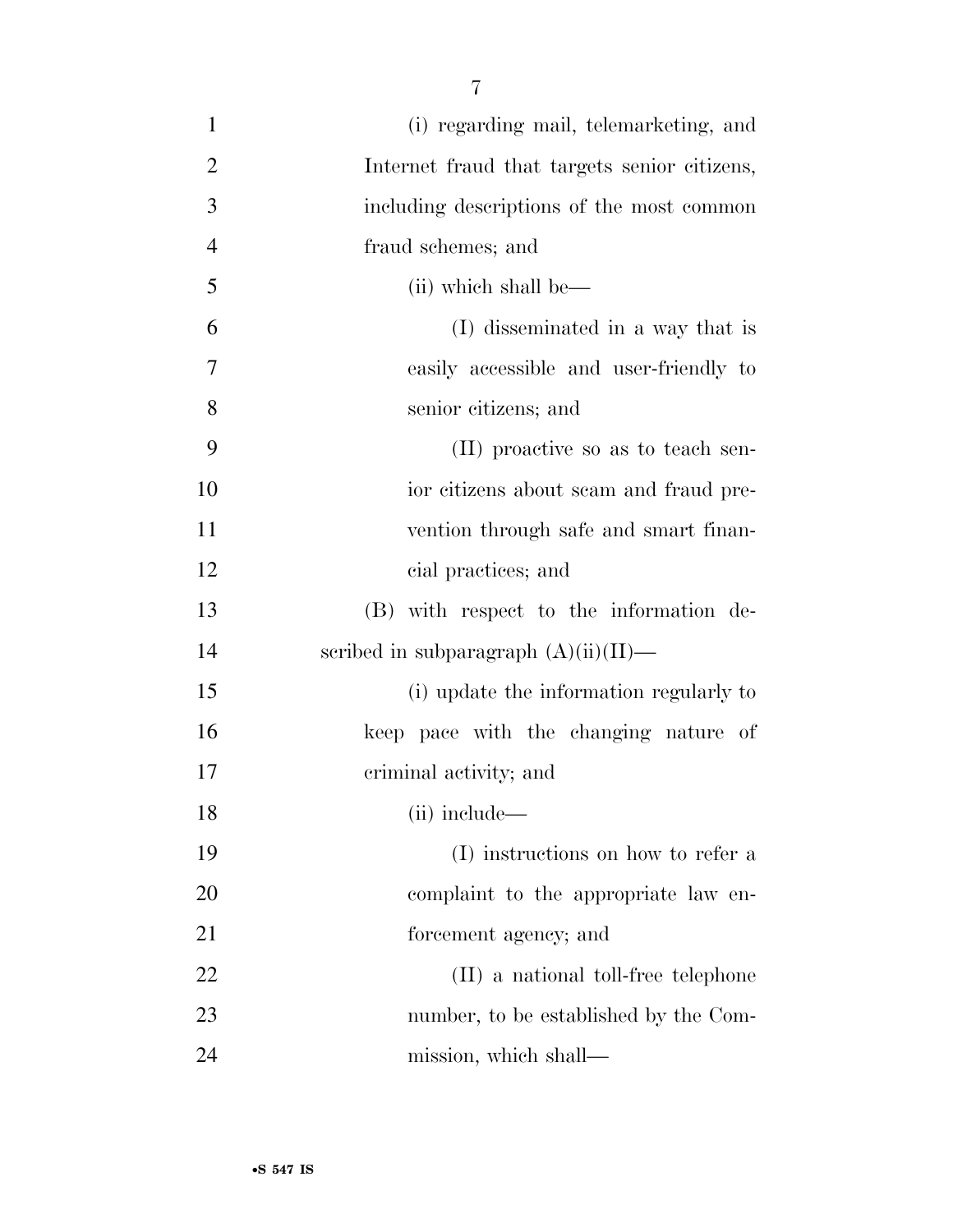(i) regarding mail, telemarketing, and Internet fraud that targets senior citizens, including descriptions of the most common fraud schemes; and

(ii) which shall be—

(I) disseminated in a way that is easily accessible and user-friendly to senior citizens; and

(II) proactive so as to teach senior citizens about scam and fraud prevention through safe and smart financial practices; and

(B) with respect to the information described in subparagraph (A)(ii)(II)—

(i) update the information regularly to keep pace with the changing nature of criminal activity; and

(ii) include—

(I) instructions on how to refer a complaint to the appropriate law enforcement agency; and

(II) a national toll-free telephone number, to be established by the Commission, which shall—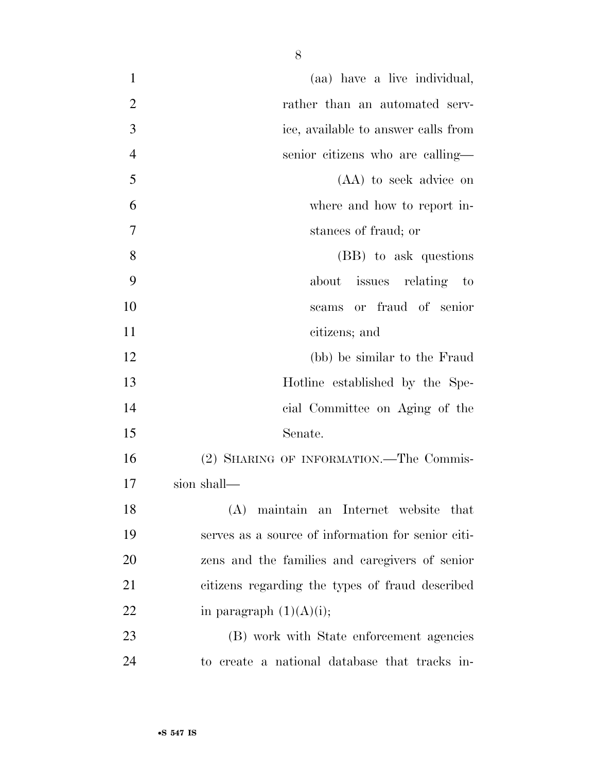(aa) have a live individual, rather than an automated service, available to answer calls from senior citizens who are calling—

(AA) to seek advice on where and how to report instances of fraud; or

(BB) to ask questions about issues relating to scams or fraud of senior citizens; and

(bb) be similar to the Fraud Hotline established by the Special Committee on Aging of the Senate.

(2) SHARING OF INFORMATION.—The Commission shall—

(A) maintain an Internet website that serves as a source of information for senior citizens and the families and caregivers of senior citizens regarding the types of fraud described in paragraph (1)(A)(i);

(B) work with State enforcement agencies to create a national database that tracks in-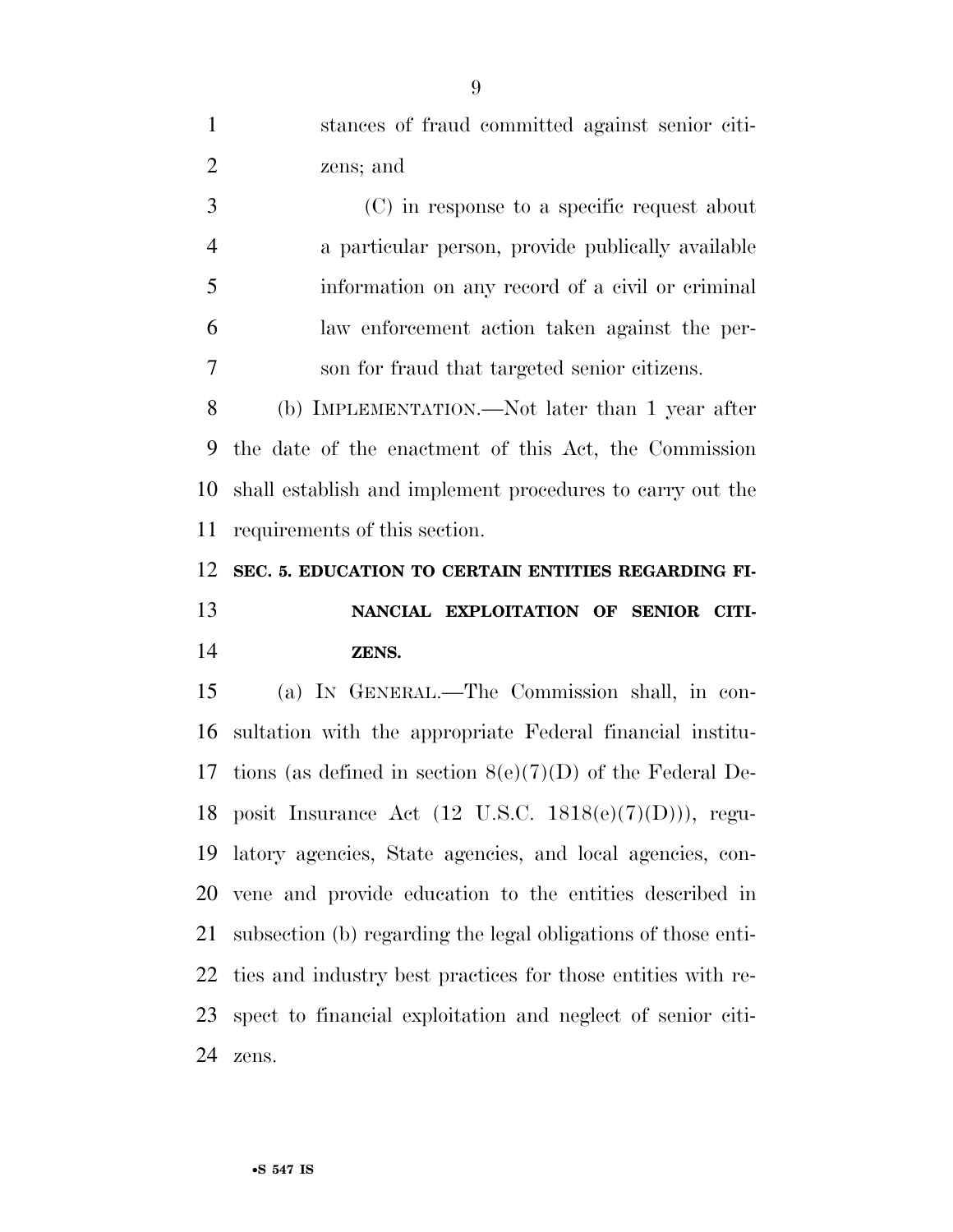stances of fraud committed against senior citizens; and

(C) in response to a specific request about a particular person, provide publically available information on any record of a civil or criminal law enforcement action taken against the person for fraud that targeted senior citizens.

(b) IMPLEMENTATION.—Not later than 1 year after the date of the enactment of this Act, the Commission shall establish and implement procedures to carry out the requirements of this section.

**SEC. 5. EDUCATION TO CERTAIN ENTITIES REGARDING FINANCIAL EXPLOITATION OF SENIOR CITIZENS.**

(a) IN GENERAL.—The Commission shall, in consultation with the appropriate Federal financial institutions (as defined in section 8(e)(7)(D) of the Federal Deposit Insurance Act (12 U.S.C. 1818(e)(7)(D))), regulatory agencies, State agencies, and local agencies, convene and provide education to the entities described in subsection (b) regarding the legal obligations of those entities and industry best practices for those entities with respect to financial exploitation and neglect of senior citizens.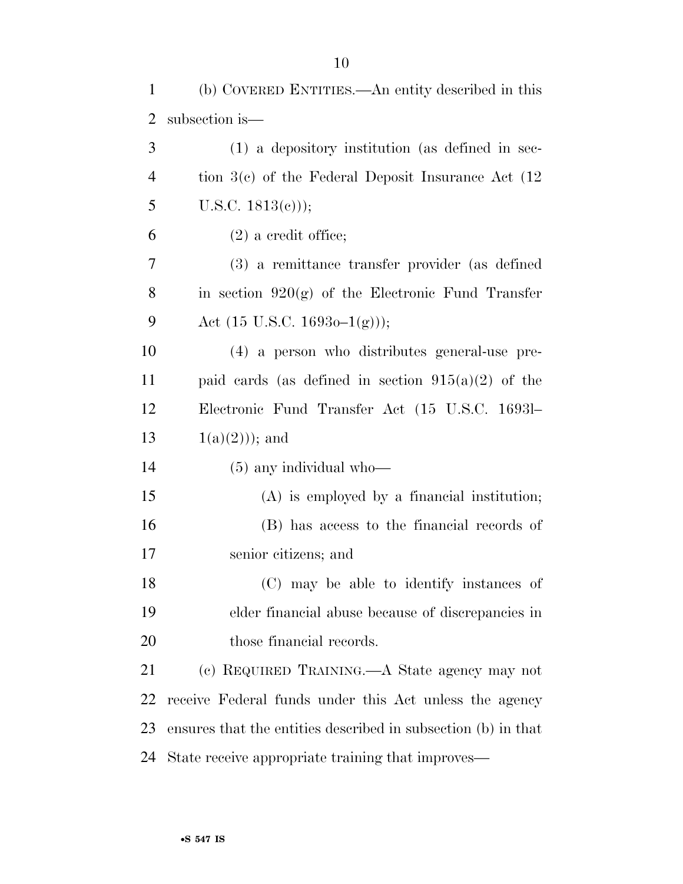(b) COVERED ENTITIES.—An entity described in this subsection is—

(1) a depository institution (as defined in section 3(c) of the Federal Deposit Insurance Act (12 U.S.C. 1813(c)));

(2) a credit office;

(3) a remittance transfer provider (as defined in section 920(g) of the Electronic Fund Transfer Act (15 U.S.C. 1693o–1(g)));

(4) a person who distributes general-use prepaid cards (as defined in section 915(a)(2) of the Electronic Fund Transfer Act (15 U.S.C. 1693l–1(a)(2))); and

(5) any individual who—

(A) is employed by a financial institution;

(B) has access to the financial records of senior citizens; and

(C) may be able to identify instances of elder financial abuse because of discrepancies in those financial records.

(c) REQUIRED TRAINING.—A State agency may not receive Federal funds under this Act unless the agency ensures that the entities described in subsection (b) in that State receive appropriate training that improves—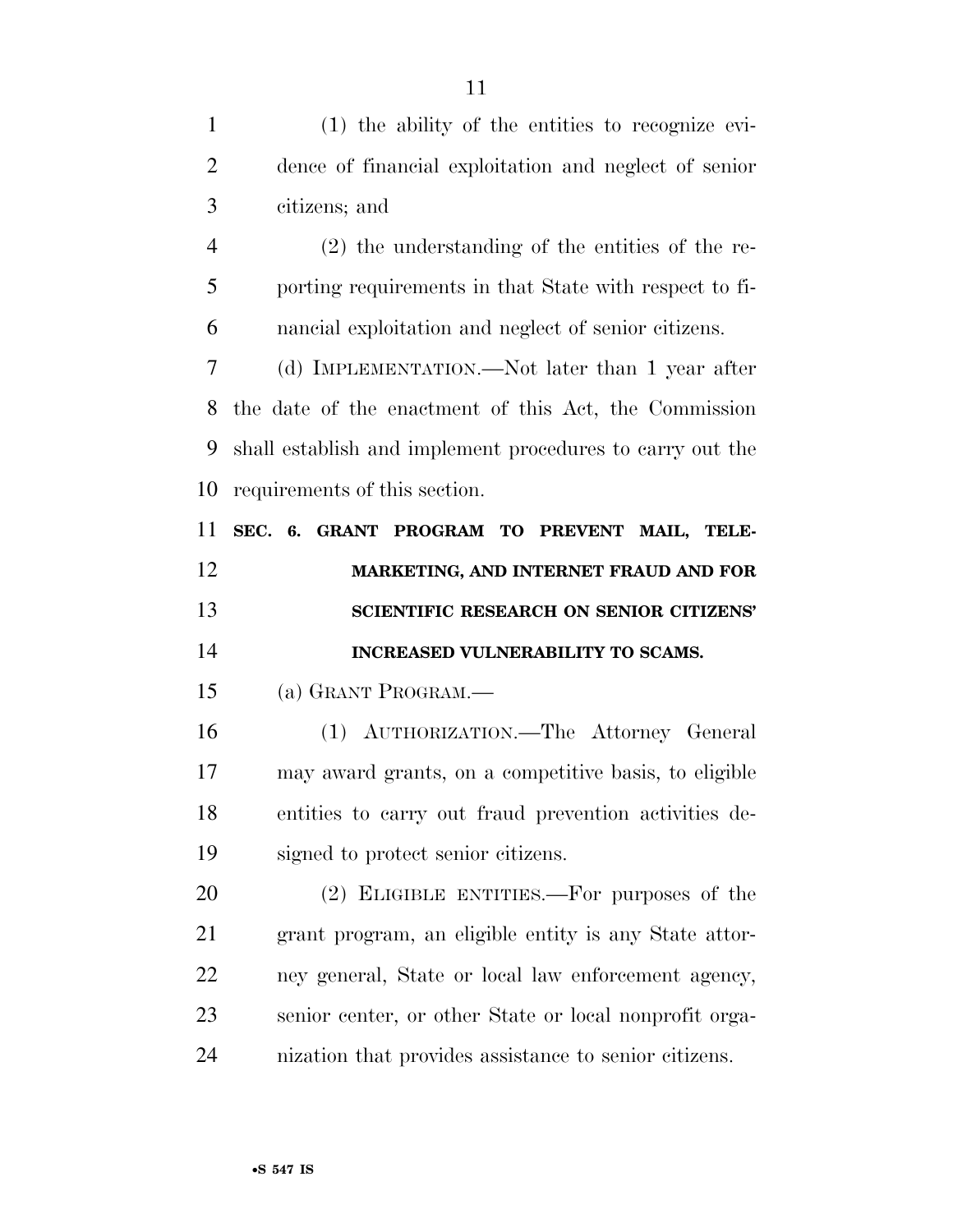(1) the ability of the entities to recognize evidence of financial exploitation and neglect of senior citizens; and

(2) the understanding of the entities of the reporting requirements in that State with respect to financial exploitation and neglect of senior citizens.

(d) IMPLEMENTATION.—Not later than 1 year after the date of the enactment of this Act, the Commission shall establish and implement procedures to carry out the requirements of this section.

**SEC. 6. GRANT PROGRAM TO PREVENT MAIL, TELEMARKETING, AND INTERNET FRAUD AND FOR SCIENTIFIC RESEARCH ON SENIOR CITIZENS' INCREASED VULNERABILITY TO SCAMS.**

(a) GRANT PROGRAM.—

(1) AUTHORIZATION.—The Attorney General may award grants, on a competitive basis, to eligible entities to carry out fraud prevention activities designed to protect senior citizens.

(2) ELIGIBLE ENTITIES.—For purposes of the grant program, an eligible entity is any State attorney general, State or local law enforcement agency, senior center, or other State or local nonprofit organization that provides assistance to senior citizens.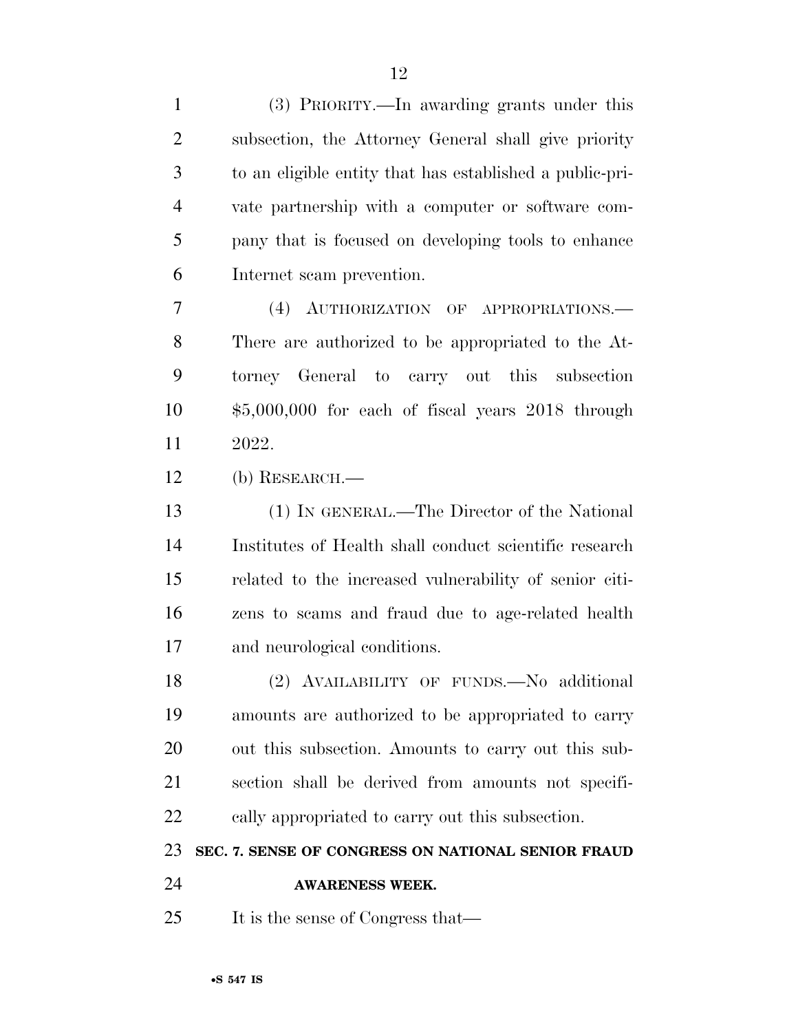(3) PRIORITY.—In awarding grants under this subsection, the Attorney General shall give priority to an eligible entity that has established a public-private partnership with a computer or software company that is focused on developing tools to enhance Internet scam prevention.

(4) AUTHORIZATION OF APPROPRIATIONS.—There are authorized to be appropriated to the Attorney General to carry out this subsection $5,000,000 for each of fiscal years 2018 through 2022.

(b) RESEARCH.—

(1) IN GENERAL.—The Director of the National Institutes of Health shall conduct scientific research related to the increased vulnerability of senior citizens to scams and fraud due to age-related health and neurological conditions.

(2) AVAILABILITY OF FUNDS.—No additional amounts are authorized to be appropriated to carry out this subsection. Amounts to carry out this subsection shall be derived from amounts not specifically appropriated to carry out this subsection.

## SEC. 7. SENSE OF CONGRESS ON NATIONAL SENIOR FRAUD AWARENESS WEEK.

It is the sense of Congress that—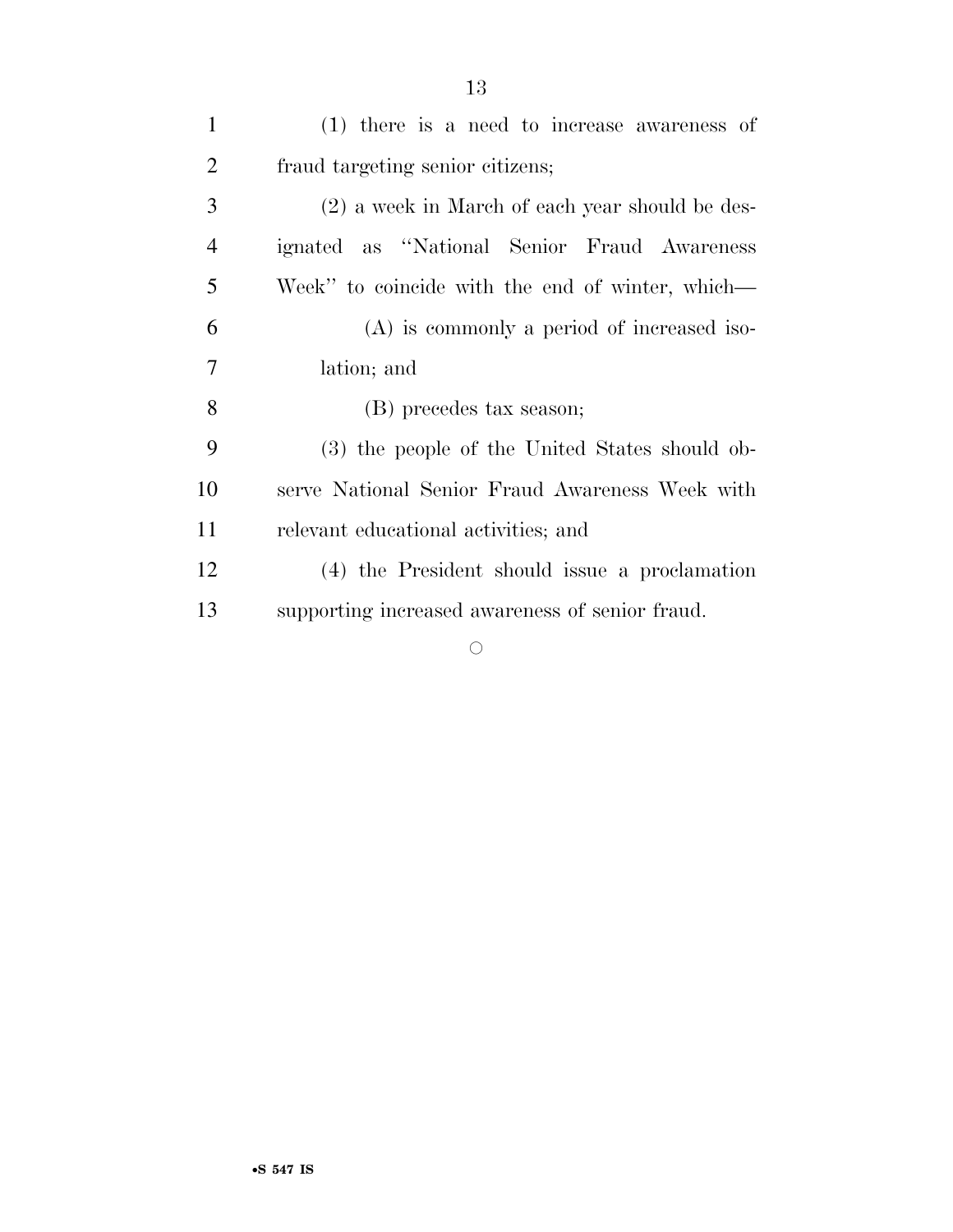(1) there is a need to increase awareness of fraud targeting senior citizens;

(2) a week in March of each year should be designated as ''National Senior Fraud Awareness Week'' to coincide with the end of winter, which—

(A) is commonly a period of increased isolation; and

(B) precedes tax season;

(3) the people of the United States should observe National Senior Fraud Awareness Week with relevant educational activities; and

(4) the President should issue a proclamation supporting increased awareness of senior fraud.

○